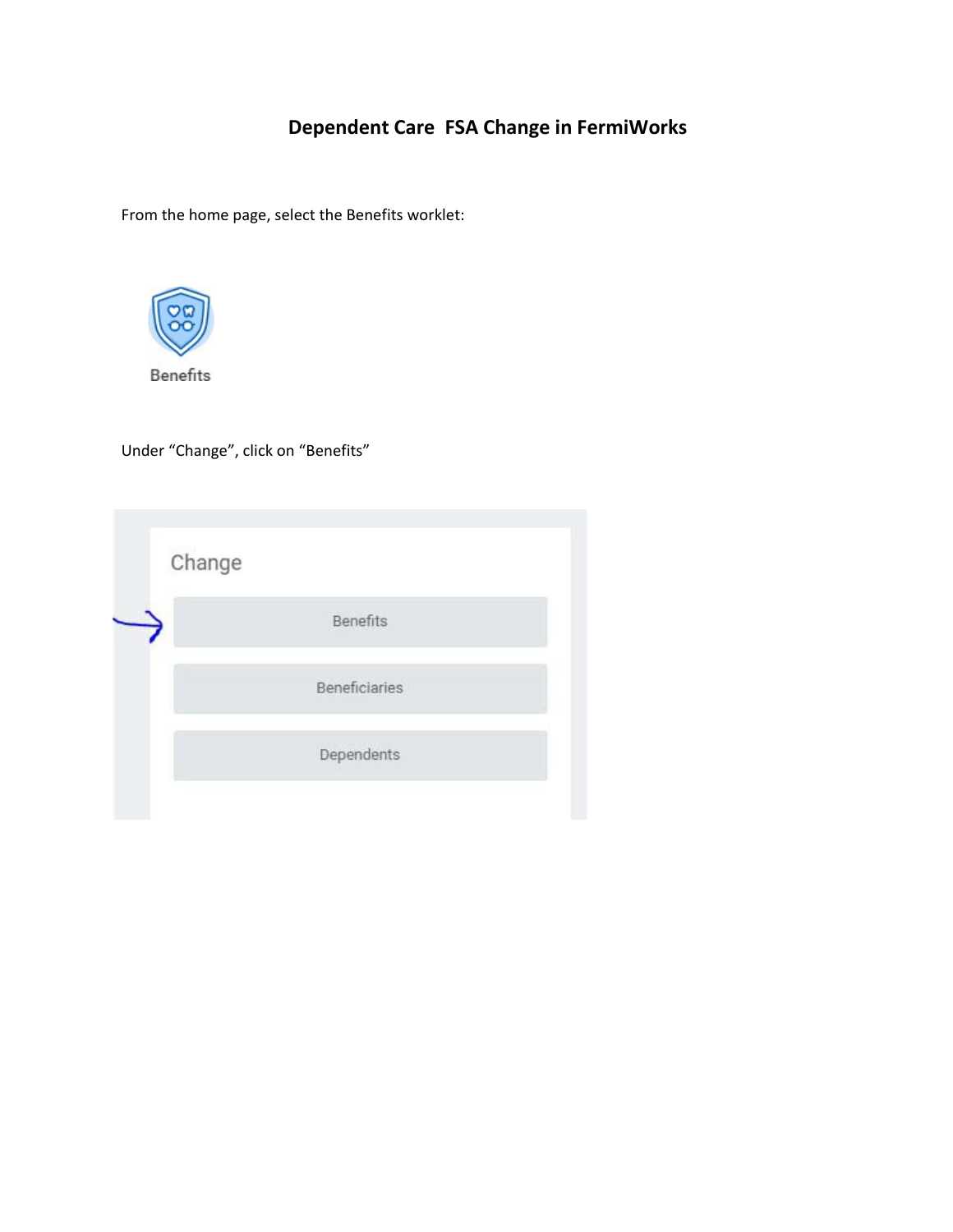# Dependent Care FSA Change in FermiWorks

From the home page, select the Benefits worklet:

Under "Change", click on "Benefits"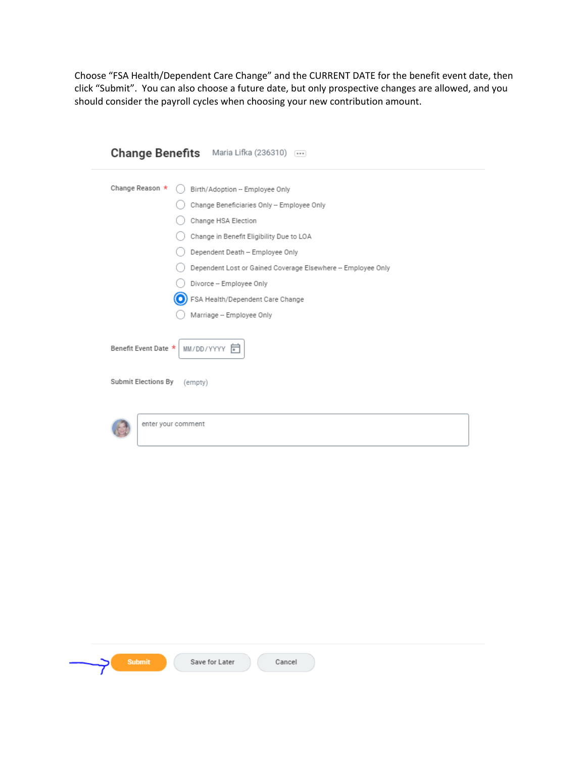Choose “FSA Health/Dependent Care Change” and the CURRENT DATE for the benefit event date, then click “Submit”. You can also choose a future date, but only prospective changes are allowed, and you should consider the payroll cycles when choosing your new contribution amount.

## Change Benefits

Maria Lifka (236310)

Change Reason *

- Birth/Adoption – Employee Only
- Change Beneficiaries Only – Employee Only
- Change HSA Election
- Change in Benefit Eligibility Due to LOA
- Dependent Death – Employee Only
- Dependent Lost or Gained Coverage Elsewhere – Employee Only
- Divorce – Employee Only
- FSA Health/Dependent Care Change
- Marriage – Employee Only

Benefit Event Date * MM/DD/YYYY

Submit Elections By (empty)

enter your comment

Submit | Save for Later | Cancel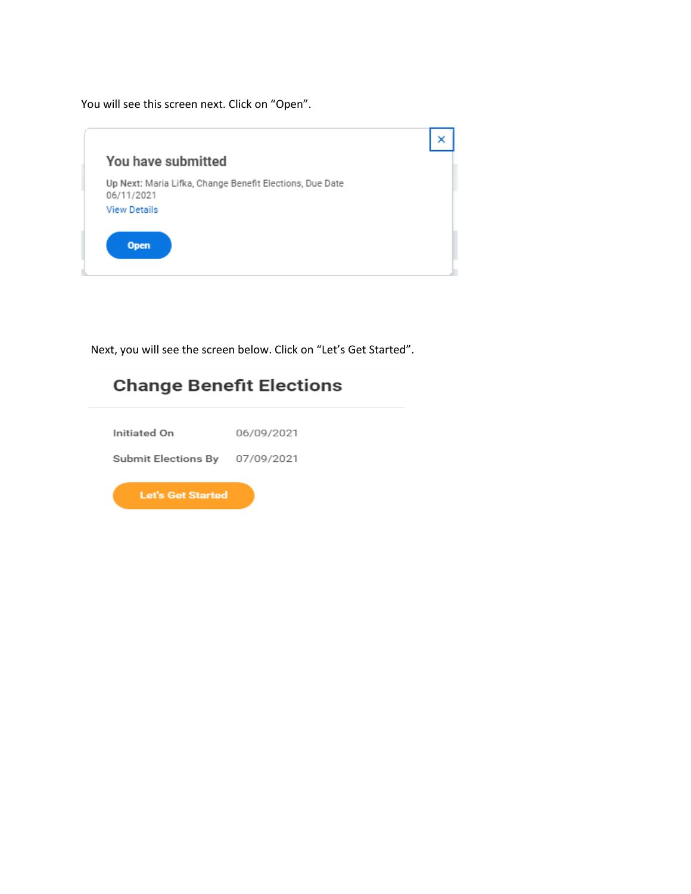You will see this screen next. Click on "Open".

You have submitted

Up Next: Maria Lifka, Change Benefit Elections, Due Date 06/11/2021

View Details

Open

Next, you will see the screen below. Click on "Let's Get Started".

## Change Benefit Elections

Initiated On 06/09/2021

Submit Elections By 07/09/2021

Let's Get Started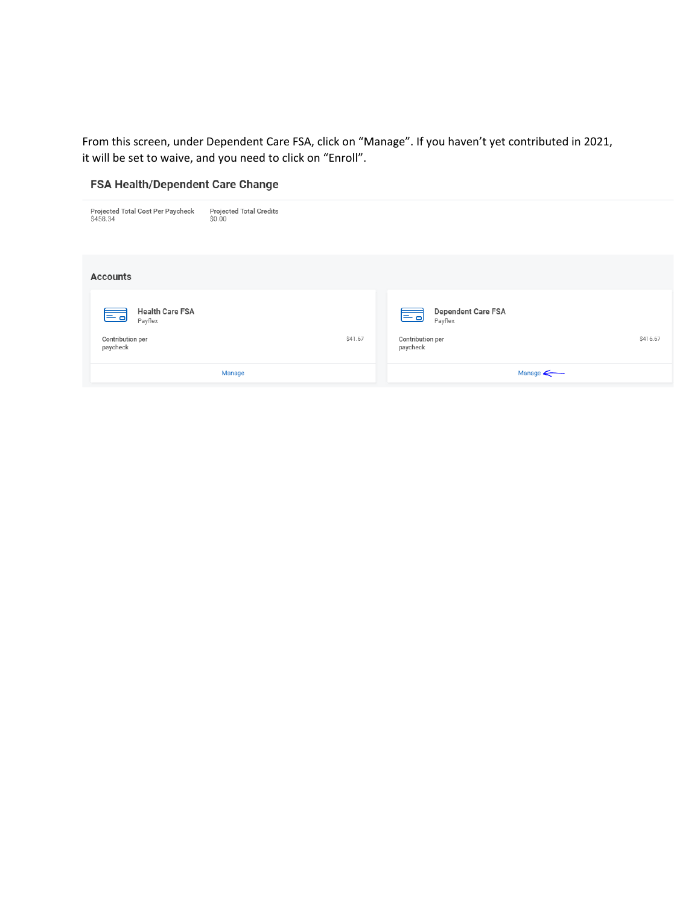From this screen, under Dependent Care FSA, click on “Manage”. If you haven’t yet contributed in 2021, it will be set to waive, and you need to click on “Enroll”.

## FSA Health/Dependent Care Change

Projected Total Cost Per Paycheck
$458.34

Projected Total Credits
$0.00

### Accounts

**Health Care FSA**
Payflex

Contribution per paycheck $41.67

Manage

**Dependent Care FSA**
Payflex

Contribution per paycheck $416.67

Manage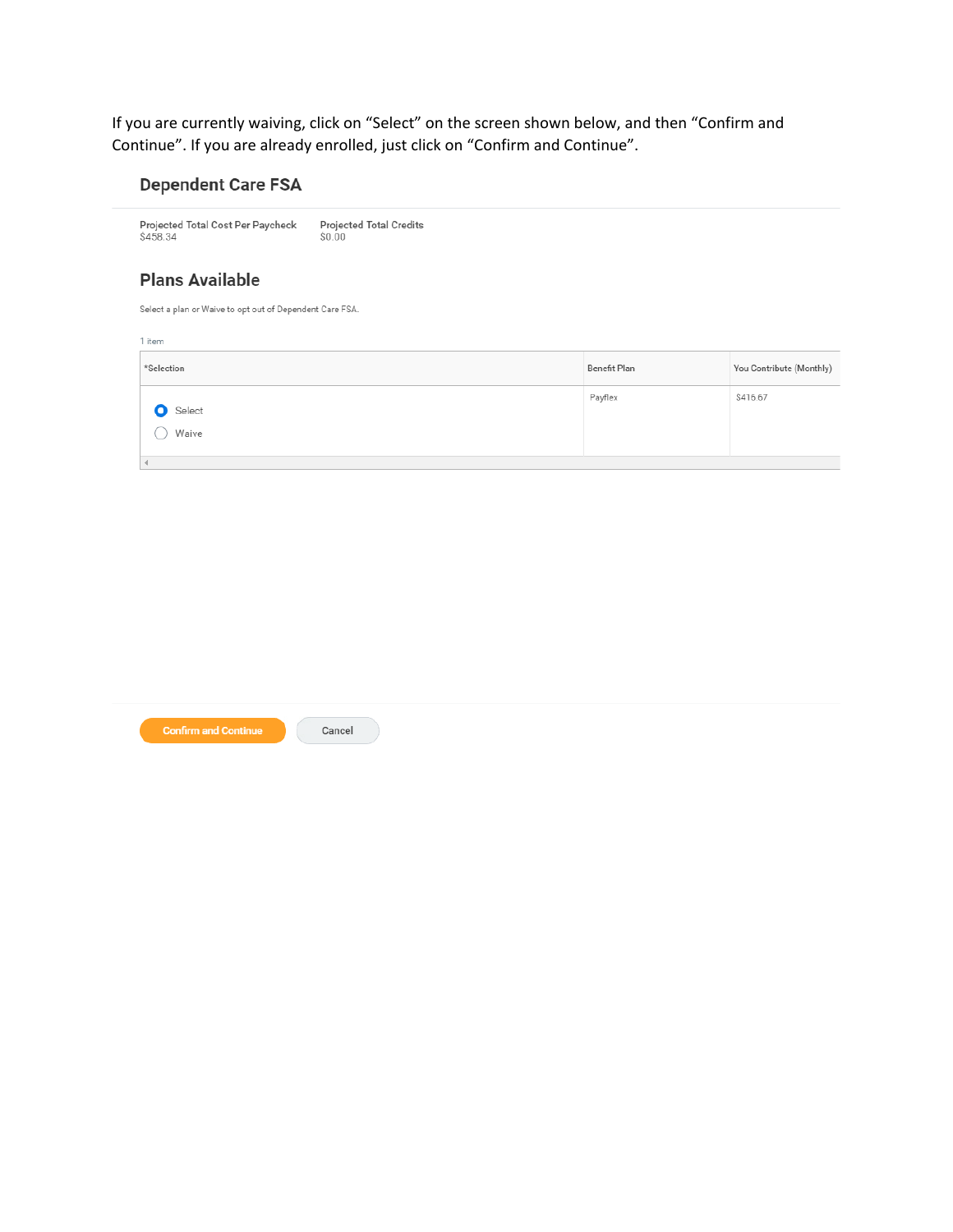If you are currently waiving, click on “Select” on the screen shown below, and then “Confirm and Continue”. If you are already enrolled, just click on “Confirm and Continue”.

## Dependent Care FSA

**Projected Total Cost Per Paycheck**
$458.34

**Projected Total Credits**
$0.00

### Plans Available

Select a plan or Waive to opt out of Dependent Care FSA.

1 item

| *Selection | Benefit Plan | You Contribute (Monthly) |
|---|---|---|
| (●) Select<br>( ) Waive | Payflex | $416.67 |

Confirm and Continue    Cancel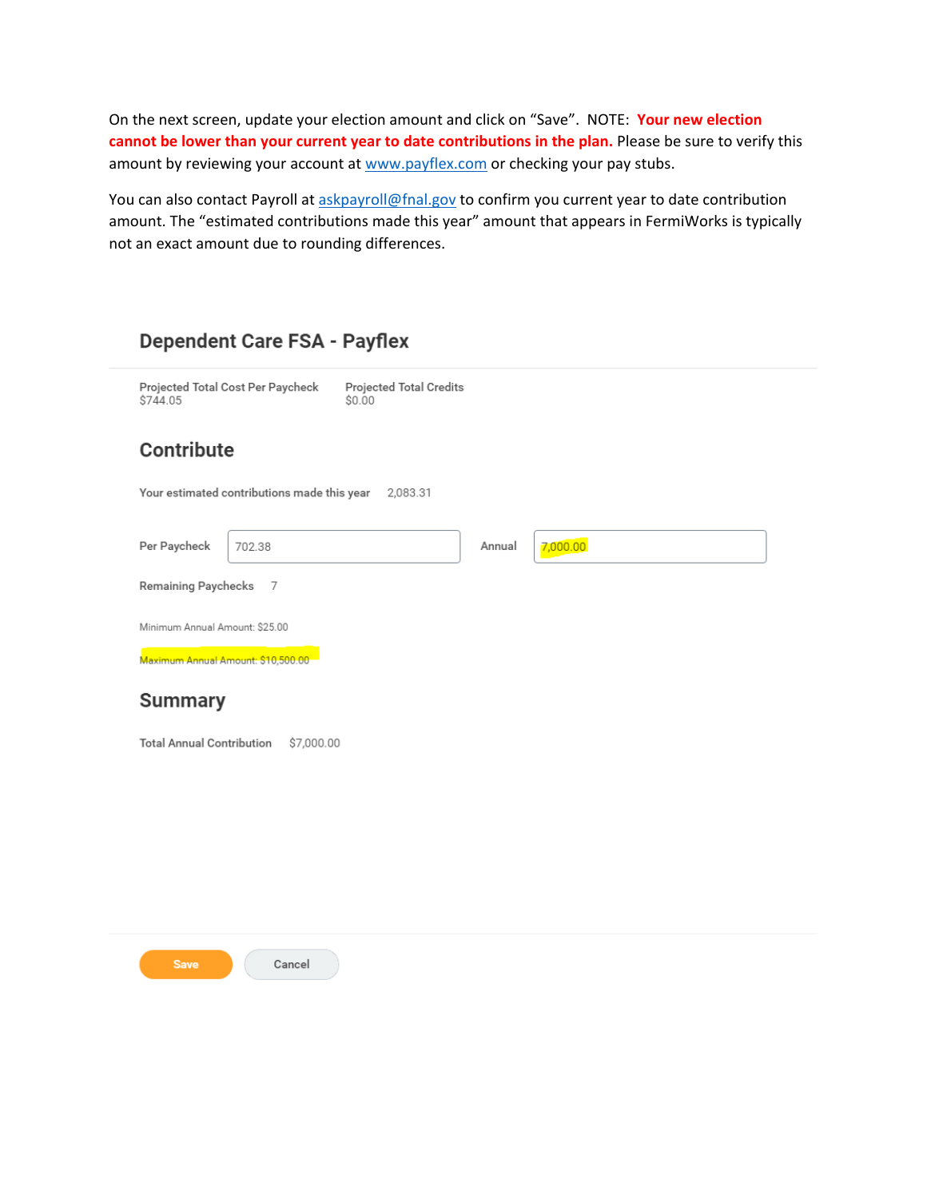On the next screen, update your election amount and click on "Save". NOTE: **Your new election cannot be lower than your current year to date contributions in the plan.** Please be sure to verify this amount by reviewing your account at [www.payflex.com](http://www.payflex.com) or checking your pay stubs.

You can also contact Payroll at [askpayroll@fnal.gov](mailto:askpayroll@fnal.gov) to confirm you current year to date contribution amount. The "estimated contributions made this year" amount that appears in FermiWorks is typically not an exact amount due to rounding differences.

## Dependent Care FSA - Payflex

Projected Total Cost Per Paycheck
$744.05

Projected Total Credits
$0.00

### Contribute

Your estimated contributions made this year 2,083.31

Per Paycheck 702.38

Annual 7,000.00

Remaining Paychecks 7

Minimum Annual Amount: $25.00

Maximum Annual Amount: $10,500.00

### Summary

Total Annual Contribution $7,000.00

Save

Cancel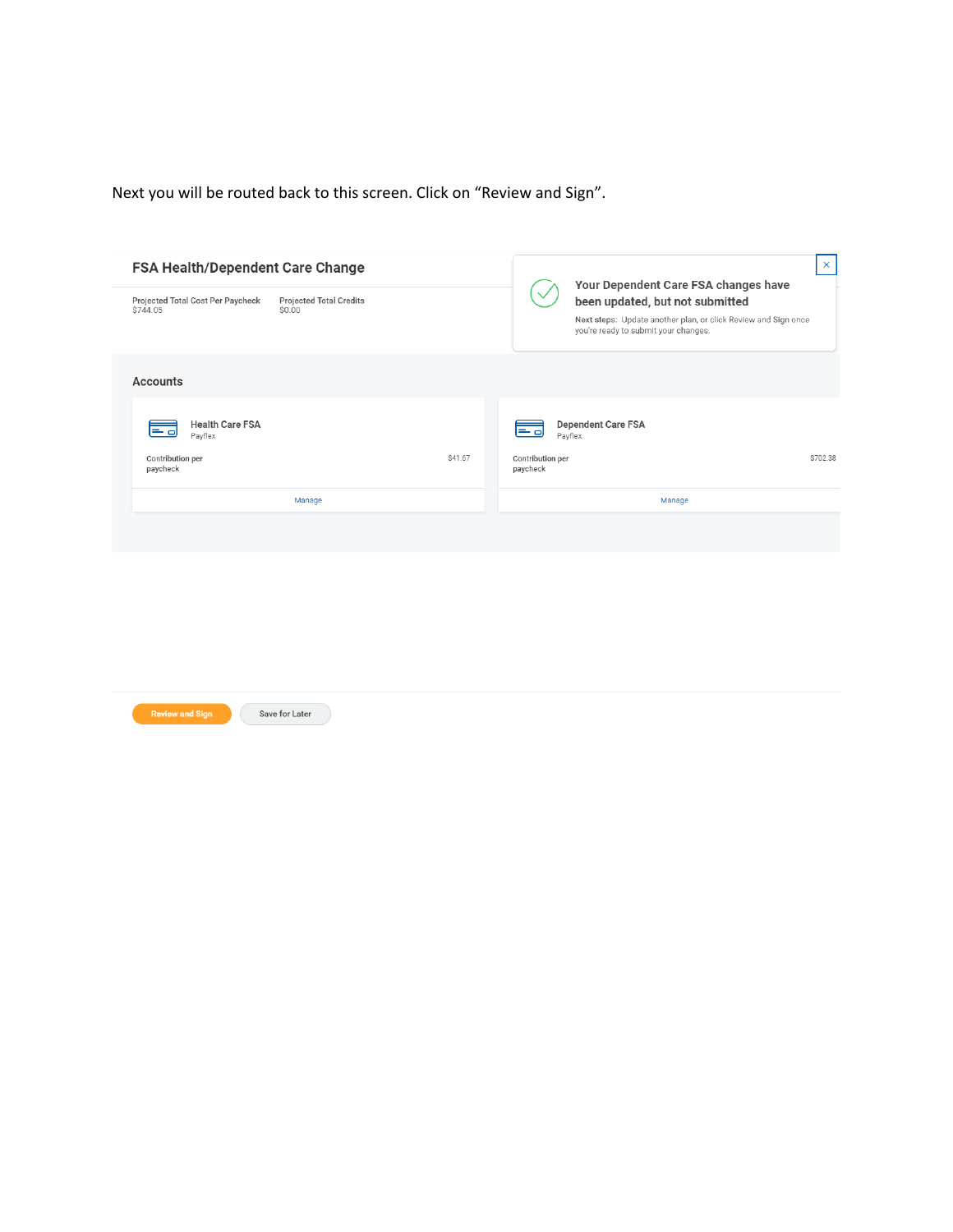Next you will be routed back to this screen. Click on "Review and Sign".

## FSA Health/Dependent Care Change

Projected Total Cost Per Paycheck
$744.05

Projected Total Credits
$0.00

**Your Dependent Care FSA changes have been updated, but not submitted**

**Next steps:** Update another plan, or click Review and Sign once you're ready to submit your changes.

### Accounts

**Health Care FSA**
Payflex

Contribution per paycheck $41.67

Manage

**Dependent Care FSA**
Payflex

Contribution per paycheck $702.38

Manage

Review and Sign

Save for Later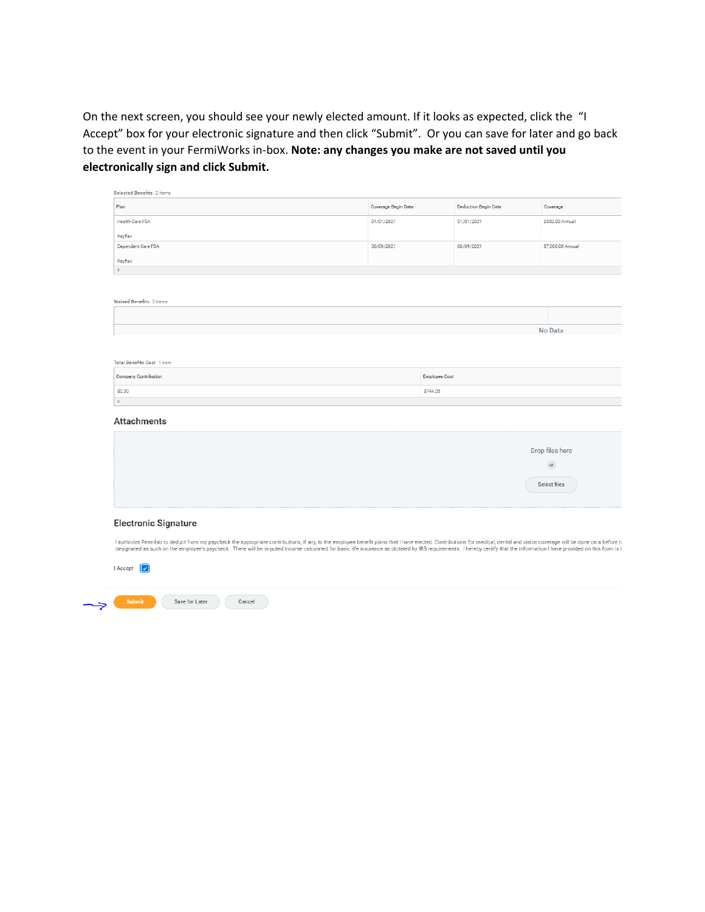On the next screen, you should see your newly elected amount. If it looks as expected, click the "I Accept" box for your electronic signature and then click "Submit". Or you can save for later and go back to the event in your FermiWorks in-box. **Note: any changes you make are not saved until you electronically sign and click Submit.**

Selected Benefits 2 items

| Plan | Coverage Begin Date | Deduction Begin Date | Coverage |
| --- | --- | --- | --- |
| Health Care FSA<br><br>Payflex | 01/01/2021 | 01/01/2021 | $500.00 Annual |
| Dependent Care FSA<br><br>Payflex | 06/09/2021 | 06/09/2021 | $7,000.00 Annual |

Waived Benefits 0 items

No Data

Total Benefits Cost 1 item

| Company Contribution | Employee Cost |
| --- | --- |
| $0.00 | $744.05 |

#### Attachments

Drop files here

or

Select files

#### Electronic Signature

I authorize Fermilab to deduct from my paycheck the appropriate contributions, if any, to the employee benefit plans that I have elected. Contributions for medical, dental and vision coverage will be done on a before t designated as such on the employee's paycheck. There will be imputed income calculated for basic life insurance as dictated by IRS requirements. I hereby certify that the information I have provided on this form is t

I Accept ☑

Submit | Save for Later | Cancel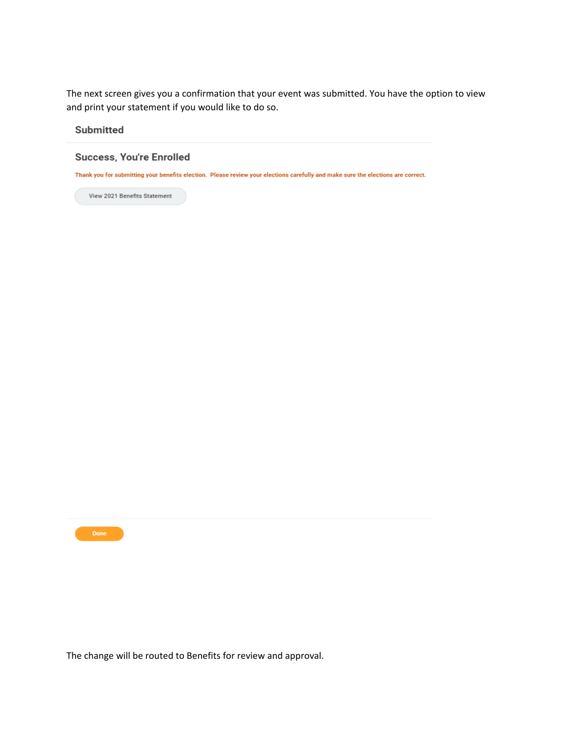The next screen gives you a confirmation that your event was submitted. You have the option to view and print your statement if you would like to do so.

Submitted

Success, You're Enrolled

Thank you for submitting your benefits election. Please review your elections carefully and make sure the elections are correct.

View 2021 Benefits Statement

Done

The change will be routed to Benefits for review and approval.